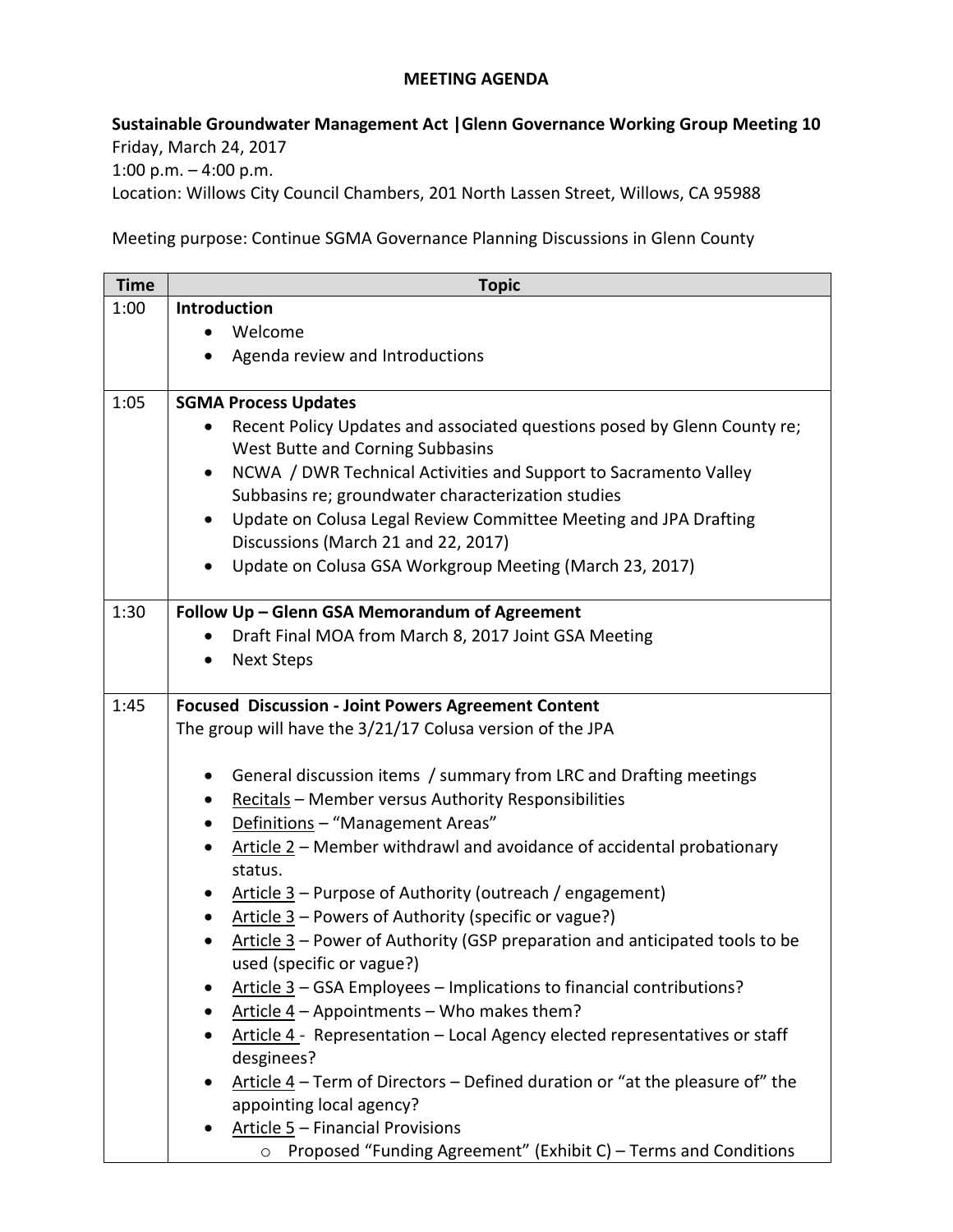# MEETING AGENDA

**Sustainable Groundwater Management Act |Glenn Governance Working Group Meeting 10**
Friday, March 24, 2017
1:00 p.m. – 4:00 p.m.
Location: Willows City Council Chambers, 201 North Lassen Street, Willows, CA 95988

Meeting purpose: Continue SGMA Governance Planning Discussions in Glenn County

| Time | Topic |
|---|---|
| 1:00 | **Introduction**<br>• Welcome<br>• Agenda review and Introductions |
| 1:05 | **SGMA Process Updates**<br>• Recent Policy Updates and associated questions posed by Glenn County re; West Butte and Corning Subbasins<br>• NCWA / DWR Technical Activities and Support to Sacramento Valley Subbasins re; groundwater characterization studies<br>• Update on Colusa Legal Review Committee Meeting and JPA Drafting Discussions (March 21 and 22, 2017)<br>• Update on Colusa GSA Workgroup Meeting (March 23, 2017) |
| 1:30 | **Follow Up – Glenn GSA Memorandum of Agreement**<br>• Draft Final MOA from March 8, 2017 Joint GSA Meeting<br>• Next Steps |
| 1:45 | **Focused Discussion - Joint Powers Agreement Content**<br>The group will have the 3/21/17 Colusa version of the JPA<br>• General discussion items / summary from LRC and Drafting meetings<br>• Recitals – Member versus Authority Responsibilities<br>• Definitions – "Management Areas"<br>• Article 2 – Member withdrawl and avoidance of accidental probationary status.<br>• Article 3 – Purpose of Authority (outreach / engagement)<br>• Article 3 – Powers of Authority (specific or vague?)<br>• Article 3 – Power of Authority (GSP preparation and anticipated tools to be used (specific or vague?)<br>• Article 3 – GSA Employees – Implications to financial contributions?<br>• Article 4 – Appointments – Who makes them?<br>• Article 4 - Representation – Local Agency elected representatives or staff desgineees?<br>• Article 4 – Term of Directors – Defined duration or "at the pleasure of" the appointing local agency?<br>• Article 5 – Financial Provisions<br>&nbsp;&nbsp;&nbsp;&nbsp;○ Proposed "Funding Agreement" (Exhibit C) – Terms and Conditions |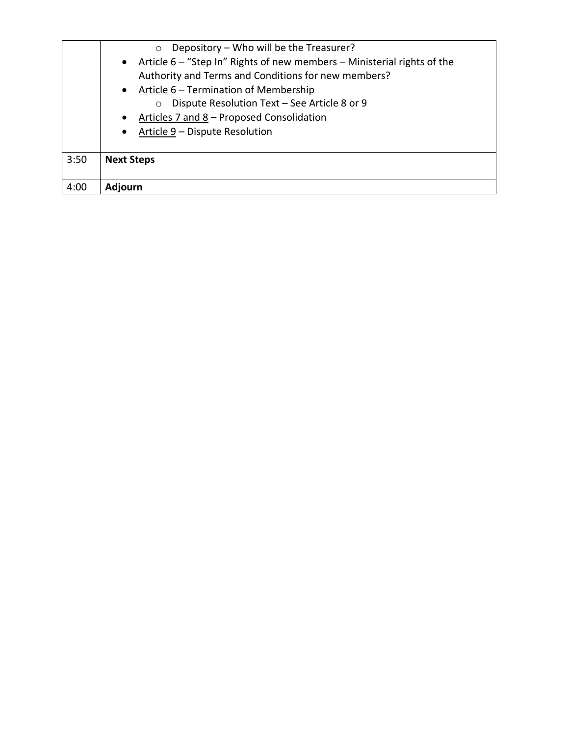| | |
|---|---|
| | ◦ Depository – Who will be the Treasurer?<br>• Article 6 – "Step In" Rights of new members – Ministerial rights of the Authority and Terms and Conditions for new members?<br>• Article 6 – Termination of Membership<br>◦ Dispute Resolution Text – See Article 8 or 9<br>• Articles 7 and 8 – Proposed Consolidation<br>• Article 9 – Dispute Resolution |
| 3:50 | **Next Steps** |
| 4:00 | **Adjourn** |